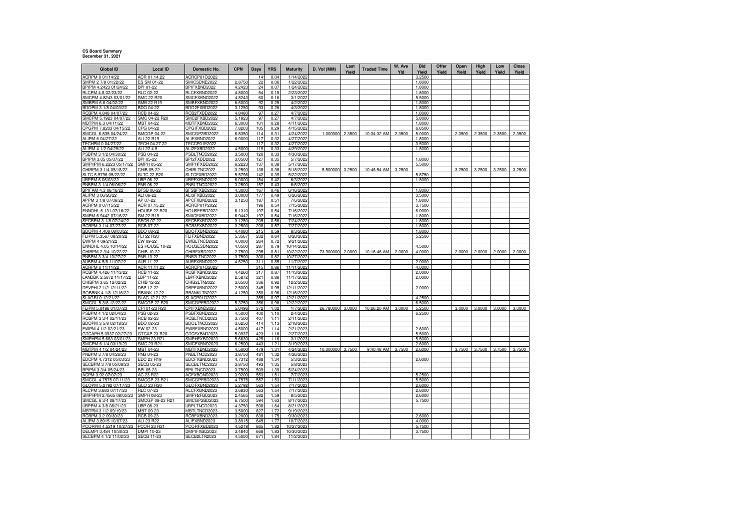**CS Board Summary**
**December 31, 2021**

| Global ID | Local ID | Domestic No. | CPN | Days | YRS | Maturity | D. Vol (MM) | Last Yield | Traded Time | W. Ave Yld | Bid Yield | Offer Yield | Open Yield | High Yield | Low Yield | Close Yield |
|---|---|---|---|---|---|---|---|---|---|---|---|---|---|---|---|---|
| ACRPM 0 01/14/22 | ACR 01.14.22 | ACRCP01O2022 | | 14 | 0.04 | 1/14/2022 | | | | | 3.2500 | | | | | |
| SMPM 2 7/8 01/22/22 | ES SM 01-22 | SMICSDNE2022 | 2.8750 | 22 | 0.06 | 1/22/2022 | | | | | 1.8000 | | | | | |
| BPIPM 4.2423 01/24/22 | BPI 01-22 | BPIFXBND2022 | 4.2423 | 24 | 0.07 | 1/24/2022 | | | | | 1.8000 | | | | | |
| RLCPM 4.8 02/23/22 | RLC 02-22 | RLCFXBND2022 | 4.8000 | 54 | 0.15 | 2/23/2022 | | | | | 1.8000 | | | | | |
| SMCPM 4.8243 03/01/22 | SMC 22 R20 | SMCFXBND2022 | 4.8243 | 60 | 0.16 | 3/1/2022 | | | | | 5.5000 | | | | | |
| SMBPM 6.6 04/02/22 | SMB 22 R19 | SMBFXBND2022 | 6.6000 | 92 | 0.25 | 4/2/2022 | | | | | 1.8000 | | | | | |
| BDOPM 3 1/8 04/03/22 | BDO 04-22 | BDO2FXBD2022 | 3.1250 | 93 | 0.26 | 4/3/2022 | | | | | 1.8000 | | | | | |
| RCBPM 4.848 04/07/22 | RCB 04-22 | RCB2FXBD2022 | 4.8480 | 97 | 0.27 | 4/7/2022 | | | | | 1.8000 | | | | | |
| SMCPM 5.1923 04/07/22 | SMC 04-22 R20 | SMC2FXBD2022 | 5.1923 | 97 | 0.27 | 4/7/2022 | | | | | 5.8000 | | | | | |
| MBTPM 6.3 04/11/22 | MBT 04-22 | MBTFXBND2022 | 6.3000 | 101 | 0.28 | 4/11/2022 | | | | | 1.8000 | | | | | |
| CPGPM 7.8203 04/15/22 | CPG 04-22 | CPGIFXBD2022 | 7.8203 | 105 | 0.29 | 4/15/2022 | | | | | 6.8500 | | | | | |
| SMCGL 6.835 04/24/22 | SMCGP 04-22 | SMCGP2BD2022 | 6.8350 | 114 | 0.31 | 4/24/2022 | 1.000000 | 2.3500 | 10:34:32 AM | 2.3500 | 5.0000 | | 2.3500 | 2.3500 | 2.3500 | 2.3500 |
| ALIPM 6 04/27/22 | ALI 22 R19 | ALIFXBND2022 | 6.0000 | 117 | 0.32 | 4/27/2022 | | | | | 1.8000 | | | | | |
| TECHPM 0 04/27/22 | TECH 04.27.22 | TECCP01E2022 | | 117 | 0.32 | 4/27/2022 | | | | | 3.5000 | | | | | |
| ALIPM 4 1/2 04/29/22 | ALI 22 4.5 | ALI2FXBD2022 | 4.5000 | 119 | 0.33 | 4/29/2022 | | | | | 1.8000 | | | | | |
| PSBPM 3 1/2 04/30/22 | PSB 04-22 | PSBLTNCD2022 | 3.5000 | 120 | 0.33 | 4/30/2022 | | | | | | | | | | |
| BPIPM 3.05 05/07/22 | BPI 05-22 | BPI2FXBD2022 | 3.0500 | 127 | 0.35 | 5/7/2022 | | | | | 1.8000 | | | | | |
| SMPHPM 6.2223 05/17/22 | SMPH 05-22 | SMPHFXBD2022 | 6.2223 | 137 | 0.38 | 5/17/2022 | | | | | 5.5000 | | | | | |
| CHIBPM 3 1/4 05/18/22 | CHIB 05-22 | CHIBLTNC2022 | 3.2500 | 138 | 0.38 | 5/18/2022 | 5.500000 | 3.2500 | 10:46:54 AM | 3.2500 | | | 3.2500 | 3.2500 | 3.2500 | 3.2500 |
| SLTC 5.5796 05/22/22 | SLTC 22 R20 | SLTCFXBD2022 | 5.5796 | 142 | 0.39 | 5/22/2022 | | | | | 5.8750 | | | | | |
| UBPPM 6 06/03/22 | UBP 06-22 | UBPFXBND2022 | 6.0000 | 154 | 0.42 | 6/3/2022 | | | | | 1.8000 | | | | | |
| PNBPM 3 1/4 06/06/22 | PNB 06-22 | PNBLTNCD2022 | 3.2500 | 157 | 0.43 | 6/6/2022 | | | | | | | | | | |
| BPIFAM 4.3 06/16/22 | BFSB 06-22 | BFSBFXBD2022 | 4.3000 | 167 | 0.46 | 6/16/2022 | | | | | 1.8000 | | | | | |
| ALIPM 3 06/26/22 | ALI 06-22 | ALI3FXBD2022 | 3.0000 | 177 | 0.49 | 6/26/2022 | | | | | 3.5000 | | | | | |
| APPM 3 1/8 07/06/22 | AP 07-22 | APCFXBND2022 | 3.1250 | 187 | 0.51 | 7/6/2022 | | | | | 1.8000 | | | | | |
| ACRPM 0 07/15/22 | ACR 07.15.22 | ACRCP01P2022 | | 196 | 0.54 | 7/15/2022 | | | | | 3.7500 | | | | | |
| ENNOHL 6.131 07/16/22 | HOUSE 22 R20 | HOUSEFBD2022 | 6.1310 | 197 | 0.54 | 7/16/2022 | | | | | 6.0000 | | | | | |
| SMPM 6.9442 07/16/22 | SM 22 R19 | SMICFXBD2022 | 6.9442 | 197 | 0.54 | 7/16/2022 | | | | | 1.8000 | | | | | |
| SECBPM 3 1/8 07/24/22 | SECB 07-22 | SECBFXBD2022 | 3.1250 | 205 | 0.56 | 7/24/2022 | | | | | 1.8000 | | | | | |
| RCBPM 3 1/4 07/27/22 | RCB 07-22 | RCB3FXBD2022 | 3.2500 | 208 | 0.57 | 7/27/2022 | | | | | 1.8000 | | | | | |
| BDOPM 4.408 08/03/22 | BDO 08-22 | BDOFXBND2022 | 4.4080 | 215 | 0.59 | 8/3/2022 | | | | | 1.8000 | | | | | |
| FLIPM 5.3567 08/20/22 | FLI 22 R20 | FLIFXBND2022 | 5.3567 | 232 | 0.64 | 8/20/2022 | | | | | 5.2500 | | | | | |
| EWPM 4 09/21/22 | EW 09-22 | EWBLTNCD2022 | 4.0000 | 264 | 0.72 | 9/21/2022 | | | | | | | | | | |
| ENNOHL 4.05 10/14/22 | ES HOUSE 10-22 | HOUSESDN2022 | 4.0500 | 287 | 0.79 | 10/14/2022 | | | | | 4.5000 | | | | | |
| CHIBPM 2 3/4 10/22/22 | CHIB 10-22 | CHIBFXBD2022 | 2.7500 | 295 | 0.81 | 10/22/2022 | 73.900000 | 2.0000 | 10:16:46 AM | 2.0000 | 4.0000 | | 2.0000 | 2.0000 | 2.0000 | 2.0000 |
| PNBPM 3 3/4 10/27/22 | PNB 10-22 | PNB2LTNC2022 | 3.7500 | 300 | 0.82 | 10/27/2022 | | | | | | | | | | |
| AUBPM 4 5/8 11/07/22 | AUB 11-22 | AUBFXBND2022 | 4.6250 | 311 | 0.85 | 11/7/2022 | | | | | 2.0000 | | | | | |
| ACRPM 0 11/11/22 | ACR 11.11.22 | ACRCP01Q2022 | | 315 | 0.86 | 11/11/2022 | | | | | 4.0000 | | | | | |
| RCBPM 4.426 11/13/22 | RCB 11-22 | RCBFXBND2022 | 4.4260 | 317 | 0.87 | 11/13/2022 | | | | | 2.0000 | | | | | |
| LANDBK 2.5872 11/17/22 | LBP 11-22 | LBPFXBND2022 | 2.5872 | 321 | 0.88 | 11/17/2022 | | | | | 2.0000 | | | | | |
| CHIBPM 3.65 12/02/22 | CHIB 12-22 | CHIB2LTN2022 | 3.6500 | 336 | 0.92 | 12/2/2022 | | | | | | | | | | |
| DEVPHI 2 1/2 12/11/22 | DBP 12-22 | DBPFXBND2022 | 2.5000 | 345 | 0.95 | 12/11/2022 | | | | | 2.0000 | | | | | |
| ROBBNK 4 1/8 12/16/22 | RBANK 12-22 | RBANKLTN2022 | 4.1250 | 350 | 0.96 | 12/16/2022 | | | | | | | | | | |
| SLAGRI 0 12/21/22 | SLAC 12.21.22 | SLACP01O2022 | | 355 | 0.97 | 12/21/2022 | | | | | 4.2500 | | | | | |
| SMCGL 5 3/8 12/22/22 | SMCGP 22 R20 | SMCGPFBD2022 | 5.3750 | 356 | 0.98 | 12/22/2022 | | | | | 6.5000 | | | | | |
| FLIPM 5.0496 01/07/23 | CPI 01-23 R20 | CPIFXBND2023 | 5.0496 | 372 | 1.02 | 1/7/2023 | 26.780000 | 3.0000 | 10:26:20 AM | 3.0000 | 5.2500 | | 3.0000 | 3.0000 | 3.0000 | 3.0000 |
| PSBPM 4 1/2 02/04/23 | PSB 02-23 | PSBFXBND2023 | 4.5000 | 400 | 1.10 | 2/4/2023 | | | | | 6.2500 | | | | | |
| RCBPM 3 3/4 02/11/23 | RCB 02-23 | RCBLTNCD2023 | 3.7500 | 407 | 1.11 | 2/11/2023 | | | | | | | | | | |
| BDOPM 3 5/8 02/18/23 | BDO 02-23 | BDOLTNCD2023 | 3.6250 | 414 | 1.13 | 2/18/2023 | | | | | | | | | | |
| EWPM 4 1/2 02/21/23 | EW 02-23 | EWBFXBND2023 | 4.5000 | 417 | 1.14 | 2/21/2023 | | | | | 2.6000 | | | | | |
| GTCAPH 5.0937 02/27/23 | GTCAP 23 R20 | GTCFXBND2023 | 5.0937 | 423 | 1.16 | 2/27/2023 | | | | | 5.5000 | | | | | |
| SMPHPM 5.663 03/01/23 | SMPH 23 R21 | SMPHFXBD2023 | 5.6630 | 425 | 1.16 | 3/1/2023 | | | | | 5.5000 | | | | | |
| SMCPM 6 1/4 03/19/23 | SMC 23 R21 | SMCFXBND2023 | 6.2500 | 443 | 1.21 | 3/19/2023 | | | | | 2.6000 | | | | | |
| MBTPM 4 1/2 04/24/23 | MBT 04-23 | MBTFXBND2023 | 4.5000 | 479 | 1.31 | 4/24/2023 | 10.000000 | 3.7500 | 9:40:48 AM | 3.7500 | 2.6000 | | 3.7500 | 3.7500 | 3.7500 | 3.7500 |
| PNBPM 3 7/8 04/26/23 | PNB 04-23 | PNBLTNCD2023 | 3.8750 | 481 | 1.32 | 4/26/2023 | | | | | | | | | | |
| EDCPM 4.7312 05/03/23 | EDC 23 R19 | EDCFXBND2023 | 4.7312 | 488 | 1.34 | 5/3/2023 | | | | | 2.6000 | | | | | |
| SECBPM 3 7/8 05/08/23 | SECB 05-23 | SECBLTNC2023 | 3.8750 | 493 | 1.35 | 5/8/2023 | | | | | | | | | | |
| BPIPM 3 3/4 05/24/23 | BPI 05-23 | BPILTNCD2023 | 3.7500 | 509 | 1.39 | 5/24/2023 | | | | | | | | | | |
| ACPM 3.92 07/07/23 | AC 23 R22 | ACFXBOND2023 | 3.9200 | 553 | 1.51 | 7/7/2023 | | | | | 5.2500 | | | | | |
| SMCGL 4.7575 07/11/23 | SMCGP 23 R21 | SMCGPFBD2023 | 4.7575 | 557 | 1.53 | 7/11/2023 | | | | | 5.5000 | | | | | |
| GLOPM 5.2792 07/17/23 | GLO 23 R20 | GLOFXBND2023 | 5.2792 | 563 | 1.54 | 7/17/2023 | | | | | 2.6000 | | | | | |
| RLCPM 3.683 07/17/23 | RLC 07-23 | RLCFXBND2023 | 3.6830 | 563 | 1.54 | 7/17/2023 | | | | | 2.6000 | | | | | |
| SMPHPM 2.4565 08/05/23 | SMPH 08-23 | SMPH2FBD2023 | 2.4565 | 582 | 1.59 | 8/5/2023 | | | | | 2.6000 | | | | | |
| SMCGL 6 3/4 08/17/23 | SMCGP 08-23 R21 | SMCGP2BD2023 | 6.7500 | 594 | 1.63 | 8/17/2023 | | | | | 5.7500 | | | | | |
| UBPPM 4 3/8 08/21/23 | UBP 08-23 | UBPLTNCD2023 | 4.3750 | 598 | 1.64 | 8/21/2023 | | | | | | | | | | |
| MBTPM 3 1/2 09/19/23 | MBT 09-23 | MBTLTNCD2023 | 3.5000 | 627 | 1.72 | 9/19/2023 | | | | | | | | | | |
| RCBPM 3.2 09/30/23 | RCB 09-23 | RCBFXBND2023 | 3.2000 | 638 | 1.75 | 9/30/2023 | | | | | 2.6000 | | | | | |
| ALIPM 3.8915 10/07/23 | ALI 23 R22 | ALIFXBND2023 | 3.8915 | 645 | 1.77 | 10/7/2023 | | | | | 4.0000 | | | | | |
| PCORPM 4.5219 10/27/23 | PCOR 23 R21 | PCORFXBD2023 | 4.5219 | 665 | 1.82 | 10/27/2023 | | | | | 5.7500 | | | | | |
| DELMPI 3.484 10/30/23 | DMPI 10-23 | DMPIFXBD2023 | 3.4840 | 668 | 1.83 | 10/30/2023 | | | | | 3.7500 | | | | | |
| SECBPM 4 1/2 11/02/23 | SECB 11-23 | SECB2LTN2023 | 4.5000 | 671 | 1.84 | 11/2/2023 | | | | | | | | | | |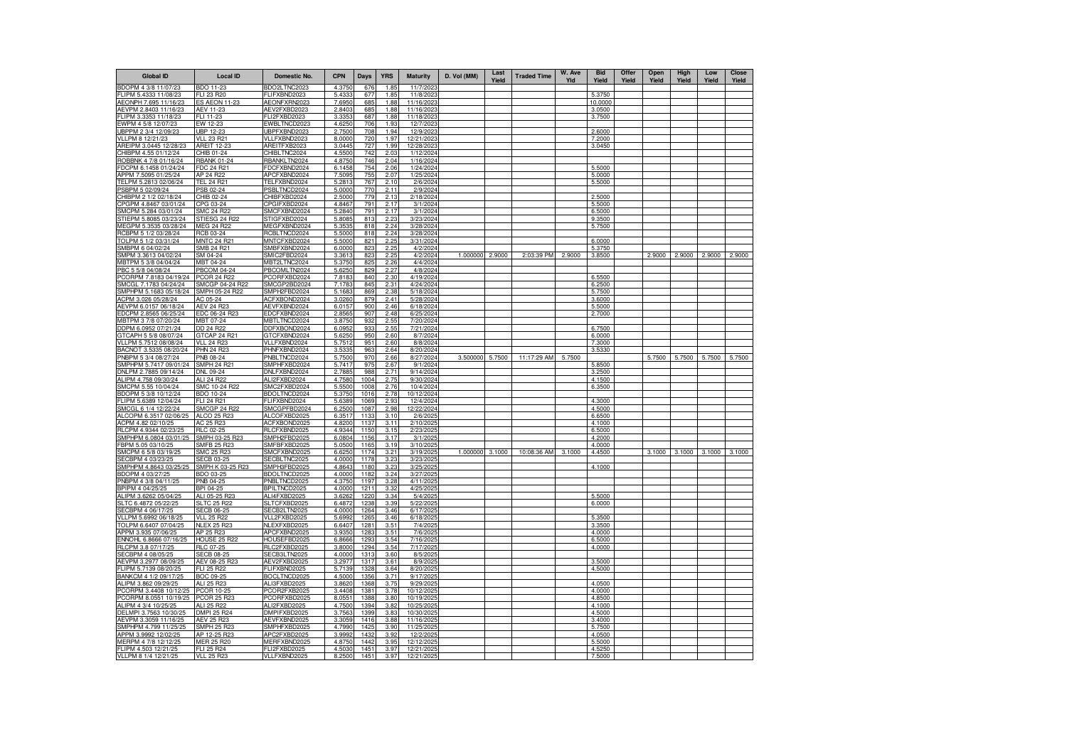| Global ID | Local ID | Domestic No. | CPN | Days | YRS | Maturity | D. Vol (MM) | Last Yield | Traded Time | W. Ave Yld | Bid Yield | Offer Yield | Open Yield | High Yield | Low Yield | Close Yield |
|---|---|---|---|---|---|---|---|---|---|---|---|---|---|---|---|---|
| BDOPM 4 3/8 11/07/23 | BDO 11-23 | BDO2LTNC2023 | 4.3750 | 676 | 1.85 | 11/7/2023 | | | | | | | | | | |
| FLIPM 5.4333 11/08/23 | FLI 23 R20 | FLIFXBND2023 | 5.4333 | 677 | 1.85 | 11/8/2023 | | | | | 5.3750 | | | | | |
| AEONPH 7.695 11/16/23 | ES AEON 11-23 | AEONFXRN2023 | 7.6950 | 685 | 1.88 | 11/16/2023 | | | | | 10.0000 | | | | | |
| AEVPM 2.8403 11/16/23 | AEV 11-23 | AEV2FXBD2023 | 2.8403 | 685 | 1.88 | 11/16/2023 | | | | | 3.0500 | | | | | |
| FLIPM 3.3353 11/18/23 | FLI 11-23 | FLI2FXBD2023 | 3.3353 | 687 | 1.88 | 11/18/2023 | | | | | 3.7500 | | | | | |
| EWPM 4 5/8 12/07/23 | EW 12-23 | EWBLTNCD2023 | 4.6250 | 706 | 1.93 | 12/7/2023 | | | | | | | | | | |
| UBPPM 2 3/4 12/09/23 | UBP 12-23 | UBPFXBND2023 | 2.7500 | 708 | 1.94 | 12/9/2023 | | | | | 2.6000 | | | | | |
| VLLPM 8 12/21/23 | VLL 23 R21 | VLLFXBND2023 | 8.0000 | 720 | 1.97 | 12/21/2023 | | | | | 7.2000 | | | | | |
| AREIPM 3.0445 12/28/23 | AREIT 12-23 | AREITFXB2023 | 3.0445 | 727 | 1.99 | 12/28/2023 | | | | | 3.0450 | | | | | |
| CHIBPM 4.55 01/12/24 | CHIB 01-24 | CHIBLTNC2024 | 4.5500 | 742 | 2.03 | 1/12/2024 | | | | | | | | | | |
| ROBBNK 4 7/8 01/16/24 | RBANK 01-24 | RBANKLTN2024 | 4.8750 | 746 | 2.04 | 1/16/2024 | | | | | | | | | | |
| FDCPM 6.1458 01/24/24 | FDC 24 R21 | FDCFXBND2024 | 6.1458 | 754 | 2.06 | 1/24/2024 | | | | | 5.5000 | | | | | |
| APPM 7.5095 01/25/24 | AP 24 R22 | APCFXBND2024 | 7.5095 | 755 | 2.07 | 1/25/2024 | | | | | 5.0000 | | | | | |
| TELPM 5.2813 02/06/24 | TEL 24 R21 | TELFXBND2024 | 5.2813 | 767 | 2.10 | 2/6/2024 | | | | | 5.5000 | | | | | |
| PSBPM 5 02/09/24 | PSB 02-24 | PSBLTNCD2024 | 5.0000 | 770 | 2.11 | 2/9/2024 | | | | | | | | | | |
| CHIBPM 2 1/2 02/18/24 | CHIB 02-24 | CHIBFXBD2024 | 2.5000 | 779 | 2.13 | 2/18/2024 | | | | | 2.5000 | | | | | |
| CPGPM 4.8467 03/01/24 | CPG 03-24 | CPGIFXBD2024 | 4.8467 | 791 | 2.17 | 3/1/2024 | | | | | 5.5000 | | | | | |
| SMCPM 5.284 03/01/24 | SMC 24 R22 | SMCFXBND2024 | 5.2840 | 791 | 2.17 | 3/1/2024 | | | | | 6.5000 | | | | | |
| STIEPM 5.8085 03/23/24 | STIESG 24 R22 | STIGFXBD2024 | 5.8085 | 813 | 2.23 | 3/23/2024 | | | | | 9.3500 | | | | | |
| MEGPM 5.3535 03/28/24 | MEG 24 R22 | MEGFXBND2024 | 5.3535 | 818 | 2.24 | 3/28/2024 | | | | | 5.7500 | | | | | |
| RCBPM 5 1/2 03/28/24 | RCB 03-24 | RCBLTNCD2024 | 5.5000 | 818 | 2.24 | 3/28/2024 | | | | | | | | | | |
| TOLPM 5 1/2 03/31/24 | MNTC 24 R21 | MNTCFXBD2024 | 5.5000 | 821 | 2.25 | 3/31/2024 | | | | | 6.0000 | | | | | |
| SMBPM 6 04/02/24 | SMB 24 R21 | SMBFXBND2024 | 6.0000 | 823 | 2.25 | 4/2/2024 | | | | | 5.3750 | | | | | |
| SMPM 3.3613 04/02/24 | SM 04-24 | SMIC2FBD2024 | 3.3613 | 823 | 2.25 | 4/2/2024 | 1.000000 | 2.9000 | 2:03:39 PM | 2.9000 | 3.8500 | | 2.9000 | 2.9000 | 2.9000 | 2.9000 |
| MBTPM 5 3/8 04/04/24 | MBT 04-24 | MBT2LTNC2024 | 5.3750 | 825 | 2.26 | 4/4/2024 | | | | | | | | | | |
| PBC 5 5/8 04/08/24 | PBCOM 04-24 | PBCOMLTN2024 | 5.6250 | 829 | 2.27 | 4/8/2024 | | | | | | | | | | |
| PCORPM 7.8183 04/19/24 | PCOR 24 R22 | PCORFXBD2024 | 7.8183 | 840 | 2.30 | 4/19/2024 | | | | | 6.5500 | | | | | |
| SMCGL 7.1783 04/24/24 | SMCGP 04-24 R22 | SMCGP2BD2024 | 7.1783 | 845 | 2.31 | 4/24/2024 | | | | | 6.2500 | | | | | |
| SMPHPM 5.1683 05/18/24 | SMPH 05-24 R22 | SMPH2FBD2024 | 5.1683 | 869 | 2.38 | 5/18/2024 | | | | | 5.7500 | | | | | |
| ACPM 3.026 05/28/24 | AC 05-24 | ACFXBOND2024 | 3.0260 | 879 | 2.41 | 5/28/2024 | | | | | 3.6000 | | | | | |
| AEVPM 6.0157 06/18/24 | AEV 24 R23 | AEVFXBND2024 | 6.0157 | 900 | 2.46 | 6/18/2024 | | | | | 5.5000 | | | | | |
| EDCPM 2.8565 06/25/24 | EDC 06-24 R23 | EDCFXBND2024 | 2.8565 | 907 | 2.48 | 6/25/2024 | | | | | 2.7000 | | | | | |
| MBTPM 3 7/8 07/20/24 | MBT 07-24 | MBTLTNCD2024 | 3.8750 | 932 | 2.55 | 7/20/2024 | | | | | | | | | | |
| DDPM 6.0952 07/21/24 | DD 24 R22 | DDFXBOND2024 | 6.0952 | 933 | 2.55 | 7/21/2024 | | | | | 6.7500 | | | | | |
| GTCAPH 5 5/8 08/07/24 | GTCAP 24 R21 | GTCFXBND2024 | 5.6250 | 950 | 2.60 | 8/7/2024 | | | | | 6.0000 | | | | | |
| VLLPM 5.7512 08/08/24 | VLL 24 R23 | VLLFXBND2024 | 5.7512 | 951 | 2.60 | 8/8/2024 | | | | | 7.3000 | | | | | |
| BACNOT 3.5335 08/20/24 | PHN 24 R23 | PHNFXBND2024 | 3.5335 | 963 | 2.64 | 8/20/2024 | | | | | 3.5330 | | | | | |
| PNBPM 5 3/4 08/27/24 | PNB 08-24 | PNBLTNCD2024 | 5.7500 | 970 | 2.66 | 8/27/2024 | 3.500000 | 5.7500 | 11:17:29 AM | 5.7500 | | | 5.7500 | 5.7500 | 5.7500 | 5.7500 |
| SMPHPM 5.7417 09/01/24 | SMPH 24 R21 | SMPHFXBD2024 | 5.7417 | 975 | 2.67 | 9/1/2024 | | | | | 5.8500 | | | | | |
| DNLPM 2.7885 09/14/24 | DNL 09-24 | DNLFXBND2024 | 2.7885 | 988 | 2.71 | 9/14/2024 | | | | | 3.2500 | | | | | |
| ALIPM 4.758 09/30/24 | ALI 24 R22 | ALI2FXBD2024 | 4.7580 | 1004 | 2.75 | 9/30/2024 | | | | | 4.1500 | | | | | |
| SMCPM 5.55 10/04/24 | SMC 10-24 R22 | SMC2FXBD2024 | 5.5500 | 1008 | 2.76 | 10/4/2024 | | | | | 6.3500 | | | | | |
| BDOPM 5 3/8 10/12/24 | BDO 10-24 | BDOLTNCD2024 | 5.3750 | 1016 | 2.78 | 10/12/2024 | | | | | | | | | | |
| FLIPM 5.6389 12/04/24 | FLI 24 R21 | FLIFXBND2024 | 5.6389 | 1069 | 2.93 | 12/4/2024 | | | | | 4.3000 | | | | | |
| SMCGL 6 1/4 12/22/24 | SMCGP 24 R22 | SMCGPFBD2024 | 6.2500 | 1087 | 2.98 | 12/22/2024 | | | | | 4.5000 | | | | | |
| ALCOPM 6.3517 02/06/25 | ALCO 25 R23 | ALCOFXBD2025 | 6.3517 | 1133 | 3.10 | 2/6/2025 | | | | | 6.6500 | | | | | |
| ACPM 4.82 02/10/25 | AC 25 R23 | ACFXBOND2025 | 4.8200 | 1137 | 3.11 | 2/10/2025 | | | | | 4.1000 | | | | | |
| RLCPM 4.9344 02/23/25 | RLC 02-25 | RLCFXBND2025 | 4.9344 | 1150 | 3.15 | 2/23/2025 | | | | | 6.5000 | | | | | |
| SMPHPM 6.0804 03/01/25 | SMPH 03-25 R23 | SMPH2FBD2025 | 6.0804 | 1156 | 3.17 | 3/1/2025 | | | | | 4.2000 | | | | | |
| FBPM 5.05 03/10/25 | SMFB 25 R23 | SMFBFXBD2025 | 5.0500 | 1165 | 3.19 | 3/10/2025 | | | | | 4.0000 | | | | | |
| SMCPM 6 5/8 03/19/25 | SMC 25 R23 | SMCFXBND2025 | 6.6250 | 1174 | 3.21 | 3/19/2025 | 1.000000 | 3.1000 | 10:08:36 AM | 3.1000 | 4.4500 | | 3.1000 | 3.1000 | 3.1000 | 3.1000 |
| SECBPM 4 03/23/25 | SECB 03-25 | SECBLTNC2025 | 4.0000 | 1178 | 3.23 | 3/23/2025 | | | | | | | | | | |
| SMPHPM 4.8643 03/25/25 | SMPH K 03-25 R23 | SMPH3FBD2025 | 4.8643 | 1180 | 3.23 | 3/25/2025 | | | | | 4.1000 | | | | | |
| BDOPM 4 03/27/25 | BDO 03-25 | BDOLTNCD2025 | 4.0000 | 1182 | 3.24 | 3/27/2025 | | | | | | | | | | |
| PNBPM 4 3/8 04/11/25 | PNB 04-25 | PNBLTNCD2025 | 4.3750 | 1197 | 3.28 | 4/11/2025 | | | | | | | | | | |
| BPIPM 4 04/25/25 | BPI 04-25 | BPILTNCD2025 | 4.0000 | 1211 | 3.32 | 4/25/2025 | | | | | | | | | | |
| ALIPM 3.6262 05/04/25 | ALI 05-25 R23 | ALI4FXBD2025 | 3.6262 | 1220 | 3.34 | 5/4/2025 | | | | | 5.5000 | | | | | |
| SLTC 6.4872 05/22/25 | SLTC 25 R22 | SLTCFXBD2025 | 6.4872 | 1238 | 3.39 | 5/22/2025 | | | | | 6.0000 | | | | | |
| SECBPM 4 06/17/25 | SECB 06-25 | SECB2LTN2025 | 4.0000 | 1264 | 3.46 | 6/17/2025 | | | | | | | | | | |
| VLLPM 5.6992 06/18/25 | VLL 25 R22 | VLL2FXBD2025 | 5.6992 | 1265 | 3.46 | 6/18/2025 | | | | | 5.3500 | | | | | |
| TOLPM 6.6407 07/04/25 | NLEX 25 R23 | NLEXFXBD2025 | 6.6407 | 1281 | 3.51 | 7/4/2025 | | | | | 3.3500 | | | | | |
| APPM 3.935 07/06/25 | AP 25 R23 | APCFXBND2025 | 3.9350 | 1283 | 3.51 | 7/6/2025 | | | | | 4.0000 | | | | | |
| ENNOHL 6.8666 07/16/25 | HOUSE 25 R22 | HOUSEFBD2025 | 6.8666 | 1293 | 3.54 | 7/16/2025 | | | | | 6.5000 | | | | | |
| RLCPM 3.8 07/17/25 | RLC 07-25 | RLC2FXBD2025 | 3.8000 | 1294 | 3.54 | 7/17/2025 | | | | | 4.0000 | | | | | |
| SECBPM 4 08/05/25 | SECB 08-25 | SECB3LTN2025 | 4.0000 | 1313 | 3.60 | 8/5/2025 | | | | | | | | | | |
| AEVPM 3.2977 08/09/25 | AEV 08-25 R23 | AEV2FXBD2025 | 3.2977 | 1317 | 3.61 | 8/9/2025 | | | | | 3.5000 | | | | | |
| FLIPM 5.7139 08/20/25 | FLI 25 R22 | FLIFXBND2025 | 5.7139 | 1328 | 3.64 | 8/20/2025 | | | | | 4.5000 | | | | | |
| BANKCM 4 1/2 09/17/25 | BOC 09-25 | BOCLTNCD2025 | 4.5000 | 1356 | 3.71 | 9/17/2025 | | | | | | | | | | |
| ALIPM 3.862 09/29/25 | ALI 25 R23 | ALI3FXBD2025 | 3.8620 | 1368 | 3.75 | 9/29/2025 | | | | | 4.0500 | | | | | |
| PCORPM 3.4408 10/12/25 | PCOR 10-25 | PCOR2FXB2025 | 3.4408 | 1381 | 3.78 | 10/12/2025 | | | | | 4.0000 | | | | | |
| PCORPM 8.0551 10/19/25 | PCOR 25 R23 | PCORFXBD2025 | 8.0551 | 1388 | 3.80 | 10/19/2025 | | | | | 4.8500 | | | | | |
| ALIPM 4 3/4 10/25/25 | ALI 25 R22 | ALI2FXBD2025 | 4.7500 | 1394 | 3.82 | 10/25/2025 | | | | | 4.1000 | | | | | |
| DELMPI 3.7563 10/30/25 | DMPI 25 R24 | DMPIFXBD2025 | 3.7563 | 1399 | 3.83 | 10/30/2025 | | | | | 4.5000 | | | | | |
| AEVPM 3.3059 11/16/25 | AEV 25 R23 | AEVFXBND2025 | 3.3059 | 1416 | 3.88 | 11/16/2025 | | | | | 3.4000 | | | | | |
| SMPHPM 4.799 11/25/25 | SMPH 25 R23 | SMPHFXBD2025 | 4.7990 | 1425 | 3.90 | 11/25/2025 | | | | | 5.7500 | | | | | |
| APPM 3.9992 12/02/25 | AP 12-25 R23 | APC2FXBD2025 | 3.9992 | 1432 | 3.92 | 12/2/2025 | | | | | 4.0500 | | | | | |
| MERPM 4 7/8 12/12/25 | MER 25 R20 | MERFXBND2025 | 4.8750 | 1442 | 3.95 | 12/12/2025 | | | | | 5.5000 | | | | | |
| FLIPM 4.503 12/21/25 | FLI 25 R24 | FLI2FXBD2025 | 4.5030 | 1451 | 3.97 | 12/21/2025 | | | | | 4.5250 | | | | | |
| VLLPM 8 1/4 12/21/25 | VLL 25 R23 | VLLFXBND2025 | 8.2500 | 1451 | 3.97 | 12/21/2025 | | | | | 7.5000 | | | | | |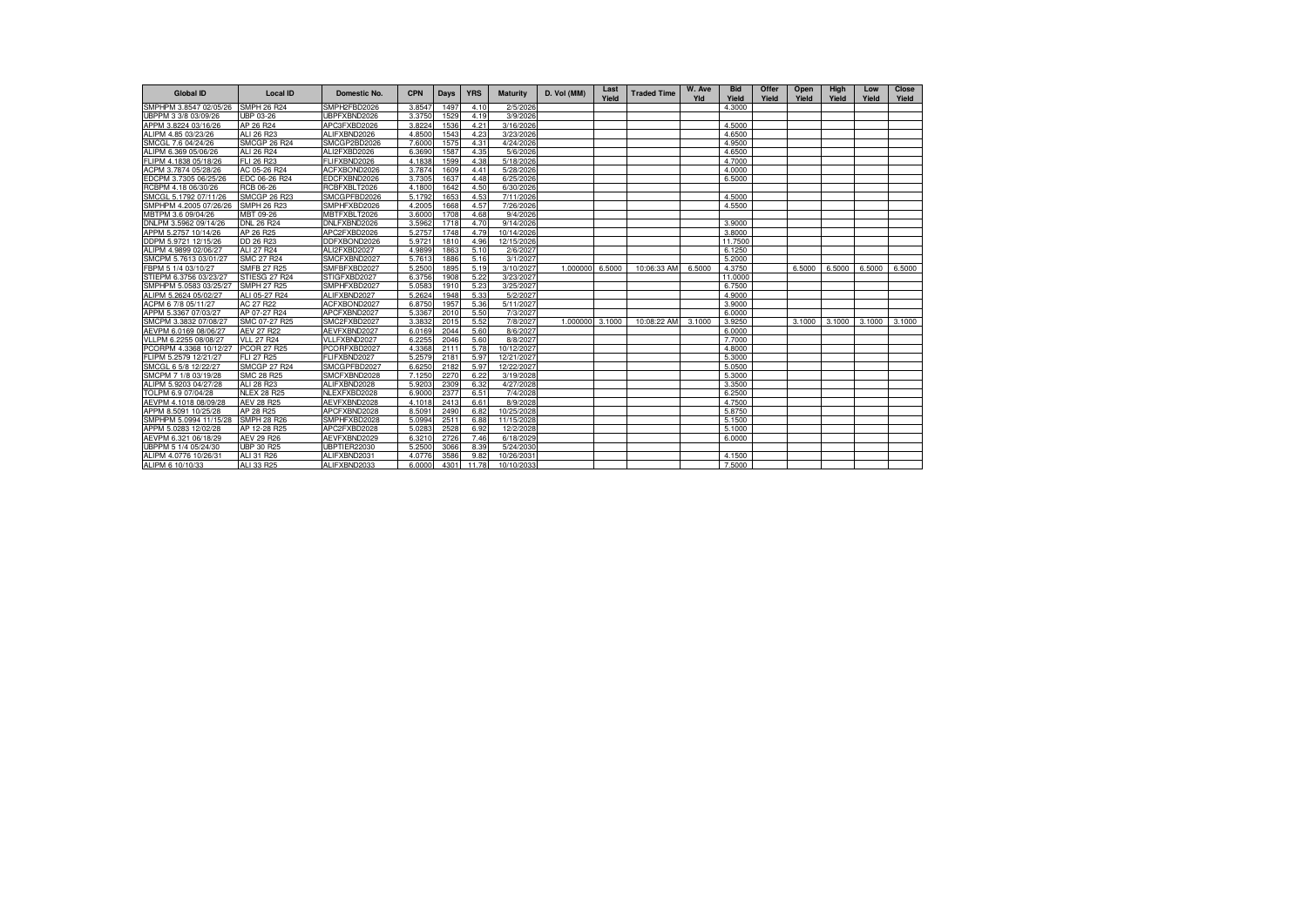| Global ID | Local ID | Domestic No. | CPN | Days | YRS | Maturity | D. Vol (MM) | Last Yield | Traded Time | W. Ave Yld | Bid Yield | Offer Yield | Open Yield | High Yield | Low Yield | Close Yield |
|---|---|---|---|---|---|---|---|---|---|---|---|---|---|---|---|---|
| SMPHPM 3.8547 02/05/26 | SMPH 26 R24 | SMPH2FBD2026 | 3.8547 | 1497 | 4.10 | 2/5/2026 | | | | | 4.3000 | | | | | |
| UBPPM 3 3/8 03/09/26 | UBP 03-26 | UBPFXBND2026 | 3.3750 | 1529 | 4.19 | 3/9/2026 | | | | | | | | | | |
| APPM 3.8224 03/16/26 | AP 26 R24 | APC3FXBD2026 | 3.8224 | 1536 | 4.21 | 3/16/2026 | | | | | 4.5000 | | | | | |
| ALIPM 4.85 03/23/26 | ALI 26 R23 | ALIFXBND2026 | 4.8500 | 1543 | 4.23 | 3/23/2026 | | | | | 4.6500 | | | | | |
| SMCGL 7.6 04/24/26 | SMCGP 26 R24 | SMCGP2BD2026 | 7.6000 | 1575 | 4.31 | 4/24/2026 | | | | | 4.9500 | | | | | |
| ALIPM 6.369 05/06/26 | ALI 26 R24 | ALI2FXBD2026 | 6.3690 | 1587 | 4.35 | 5/6/2026 | | | | | 4.6500 | | | | | |
| FLIPM 4.1838 05/18/26 | FLI 26 R23 | FLIFXBND2026 | 4.1838 | 1599 | 4.38 | 5/18/2026 | | | | | 4.7000 | | | | | |
| ACPM 3.7874 05/28/26 | AC 05-26 R24 | ACFXBOND2026 | 3.7874 | 1609 | 4.41 | 5/28/2026 | | | | | 4.0000 | | | | | |
| EDCPM 3.7305 06/25/26 | EDC 06-26 R24 | EDCFXBND2026 | 3.7305 | 1637 | 4.48 | 6/25/2026 | | | | | 6.5000 | | | | | |
| RCBPM 4.18 06/30/26 | RCB 06-26 | RCBFXBLT2026 | 4.1800 | 1642 | 4.50 | 6/30/2026 | | | | | | | | | | |
| SMCGL 5.1792 07/11/26 | SMCGP 26 R23 | SMCGPFBD2026 | 5.1792 | 1653 | 4.53 | 7/11/2026 | | | | | 4.5000 | | | | | |
| SMPHPM 4.2005 07/26/26 | SMPH 26 R23 | SMPHFXBD2026 | 4.2005 | 1668 | 4.57 | 7/26/2026 | | | | | 4.5500 | | | | | |
| MBTPM 3.6 09/04/26 | MBT 09-26 | MBTFXBLT2026 | 3.6000 | 1708 | 4.68 | 9/4/2026 | | | | | | | | | | |
| DNLPM 3.5962 09/14/26 | DNL 26 R24 | DNLFXBND2026 | 3.5962 | 1718 | 4.70 | 9/14/2026 | | | | | 3.9000 | | | | | |
| APPM 5.2757 10/14/26 | AP 26 R25 | APC2FXBD2026 | 5.2757 | 1748 | 4.79 | 10/14/2026 | | | | | 3.8000 | | | | | |
| DDPM 5.9721 12/15/26 | DD 26 R23 | DDFXBOND2026 | 5.9721 | 1810 | 4.96 | 12/15/2026 | | | | | 11.7500 | | | | | |
| ALIPM 4.9899 02/06/27 | ALI 27 R24 | ALI2FXBD2027 | 4.9899 | 1863 | 5.10 | 2/6/2027 | | | | | 6.1250 | | | | | |
| SMCPM 5.7613 03/01/27 | SMC 27 R24 | SMCFXBND2027 | 5.7613 | 1886 | 5.16 | 3/1/2027 | | | | | 5.2000 | | | | | |
| FBPM 5 1/4 03/10/27 | SMFB 27 R25 | SMFBFXBD2027 | 5.2500 | 1895 | 5.19 | 3/10/2027 | 1.000000 | 6.5000 | 10:06:33 AM | 6.5000 | 4.3750 | | 6.5000 | 6.5000 | 6.5000 | 6.5000 |
| STIEPM 6.3756 03/23/27 | STIESG 27 R24 | STIGFXBD2027 | 6.3756 | 1908 | 5.22 | 3/23/2027 | | | | | 11.0000 | | | | | |
| SMPHPM 5.0583 03/25/27 | SMPH 27 R25 | SMPHFXBD2027 | 5.0583 | 1910 | 5.23 | 3/25/2027 | | | | | 6.7500 | | | | | |
| ALIPM 5.2624 05/02/27 | ALI 05-27 R24 | ALIFXBND2027 | 5.2624 | 1948 | 5.33 | 5/2/2027 | | | | | 4.9000 | | | | | |
| ACPM 6 7/8 05/11/27 | AC 27 R22 | ACFXBOND2027 | 6.8750 | 1957 | 5.36 | 5/11/2027 | | | | | 3.9000 | | | | | |
| APPM 5.3367 07/03/27 | AP 07-27 R24 | APCFXBND2027 | 5.3367 | 2010 | 5.50 | 7/3/2027 | | | | | 6.0000 | | | | | |
| SMCPM 3.3832 07/08/27 | SMC 07-27 R25 | SMC2FXBD2027 | 3.3832 | 2015 | 5.52 | 7/8/2027 | 1.000000 | 3.1000 | 10:08:22 AM | 3.1000 | 3.9250 | | 3.1000 | 3.1000 | 3.1000 | 3.1000 |
| AEVPM 6.0169 08/06/27 | AEV 27 R22 | AEVFXBND2027 | 6.0169 | 2044 | 5.60 | 8/6/2027 | | | | | 6.0000 | | | | | |
| VLLPM 6.2255 08/08/27 | VLL 27 R24 | VLLFXBND2027 | 6.2255 | 2046 | 5.60 | 8/8/2027 | | | | | 7.7000 | | | | | |
| PCORPM 4.3368 10/12/27 | PCOR 27 R25 | PCORFXBD2027 | 4.3368 | 2111 | 5.78 | 10/12/2027 | | | | | 4.8000 | | | | | |
| FLIPM 5.2579 12/21/27 | FLI 27 R25 | FLIFXBND2027 | 5.2579 | 2181 | 5.97 | 12/21/2027 | | | | | 5.3000 | | | | | |
| SMCGL 6 5/8 12/22/27 | SMCGP 27 R24 | SMCGPFBD2027 | 6.6250 | 2182 | 5.97 | 12/22/2027 | | | | | 5.0500 | | | | | |
| SMCPM 7 1/8 03/19/28 | SMC 28 R25 | SMCFXBND2028 | 7.1250 | 2270 | 6.22 | 3/19/2028 | | | | | 5.3000 | | | | | |
| ALIPM 5.9203 04/27/28 | ALI 28 R23 | ALIFXBND2028 | 5.9203 | 2309 | 6.32 | 4/27/2028 | | | | | 3.3500 | | | | | |
| TOLPM 6.9 07/04/28 | NLEX 28 R25 | NLEXFXBD2028 | 6.9000 | 2377 | 6.51 | 7/4/2028 | | | | | 6.2500 | | | | | |
| AEVPM 4.1018 08/09/28 | AEV 28 R25 | AEVFXBND2028 | 4.1018 | 2413 | 6.61 | 8/9/2028 | | | | | 4.7500 | | | | | |
| APPM 8.5091 10/25/28 | AP 28 R25 | APCFXBND2028 | 8.5091 | 2490 | 6.82 | 10/25/2028 | | | | | 5.8750 | | | | | |
| SMPHPM 5.0994 11/15/28 | SMPH 28 R26 | SMPHFXBD2028 | 5.0994 | 2511 | 6.88 | 11/15/2028 | | | | | 5.1500 | | | | | |
| APPM 5.0283 12/02/28 | AP 12-28 R25 | APC2FXBD2028 | 5.0283 | 2528 | 6.92 | 12/2/2028 | | | | | 5.1000 | | | | | |
| AEVPM 6.321 06/18/29 | AEV 29 R26 | AEVFXBND2029 | 6.3210 | 2726 | 7.46 | 6/18/2029 | | | | | 6.0000 | | | | | |
| UBPPM 5 1/4 05/24/30 | UBP 30 R25 | UBPTIER22030 | 5.2500 | 3066 | 8.39 | 5/24/2030 | | | | | | | | | | |
| ALIPM 4.0776 10/26/31 | ALI 31 R26 | ALIFXBND2031 | 4.0776 | 3586 | 9.82 | 10/26/2031 | | | | | 4.1500 | | | | | |
| ALIPM 6 10/10/33 | ALI 33 R25 | ALIFXBND2033 | 6.0000 | 4301 | 11.78 | 10/10/2033 | | | | | 7.5000 | | | | | |